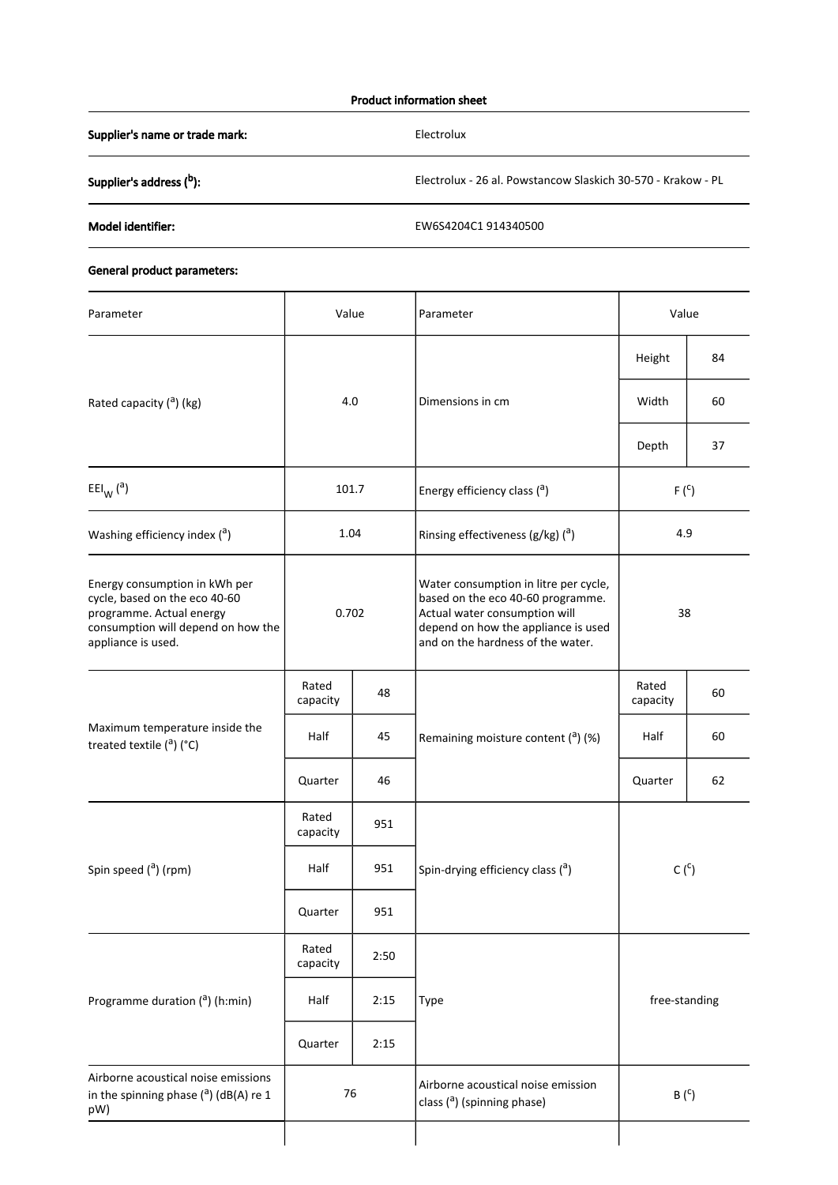**Product information sheet**

| | |
|---|---|
| **Supplier's name or trade mark:** | Electrolux |
| **Supplier's address ([b]):** | Electrolux - 26 al. Powstancow Slaskich 30-570 - Krakow - PL |
| **Model identifier:** | EW6S4204C1 914340500 |

**General product parameters:**

| Parameter | Value | | Parameter | Value | |
|---|---|---|---|---|---|
| Rated capacity ([a]) (kg) | 4.0 | | Dimensions in cm | Height | 84 |
| | | | | Width | 60 |
| | | | | Depth | 37 |
| $EEI_W$ ([a]) | 101.7 | | Energy efficiency class ([a]) | F ([c]) | |
| Washing efficiency index ([a]) | 1.04 | | Rinsing effectiveness (g/kg) ([a]) | 4.9 | |
| Energy consumption in kWh per cycle, based on the eco 40-60 programme. Actual energy consumption will depend on how the appliance is used. | 0.702 | | Water consumption in litre per cycle, based on the eco 40-60 programme. Actual water consumption will depend on how the appliance is used and on the hardness of the water. | 38 | |
| Maximum temperature inside the treated textile ([a]) (°C) | Rated capacity | 48 | Remaining moisture content ([a]) (%) | Rated capacity | 60 |
| | Half | 45 | | Half | 60 |
| | Quarter | 46 | | Quarter | 62 |
| Spin speed ([a]) (rpm) | Rated capacity | 951 | Spin-drying efficiency class ([a]) | C ([c]) | |
| | Half | 951 | | | |
| | Quarter | 951 | | | |
| Programme duration ([a]) (h:min) | Rated capacity | 2:50 | Type | free-standing | |
| | Half | 2:15 | | | |
| | Quarter | 2:15 | | | |
| Airborne acoustical noise emissions in the spinning phase ([a]) (dB(A) re 1 pW) | 76 | | Airborne acoustical noise emission class ([a]) (spinning phase) | B ([c]) | |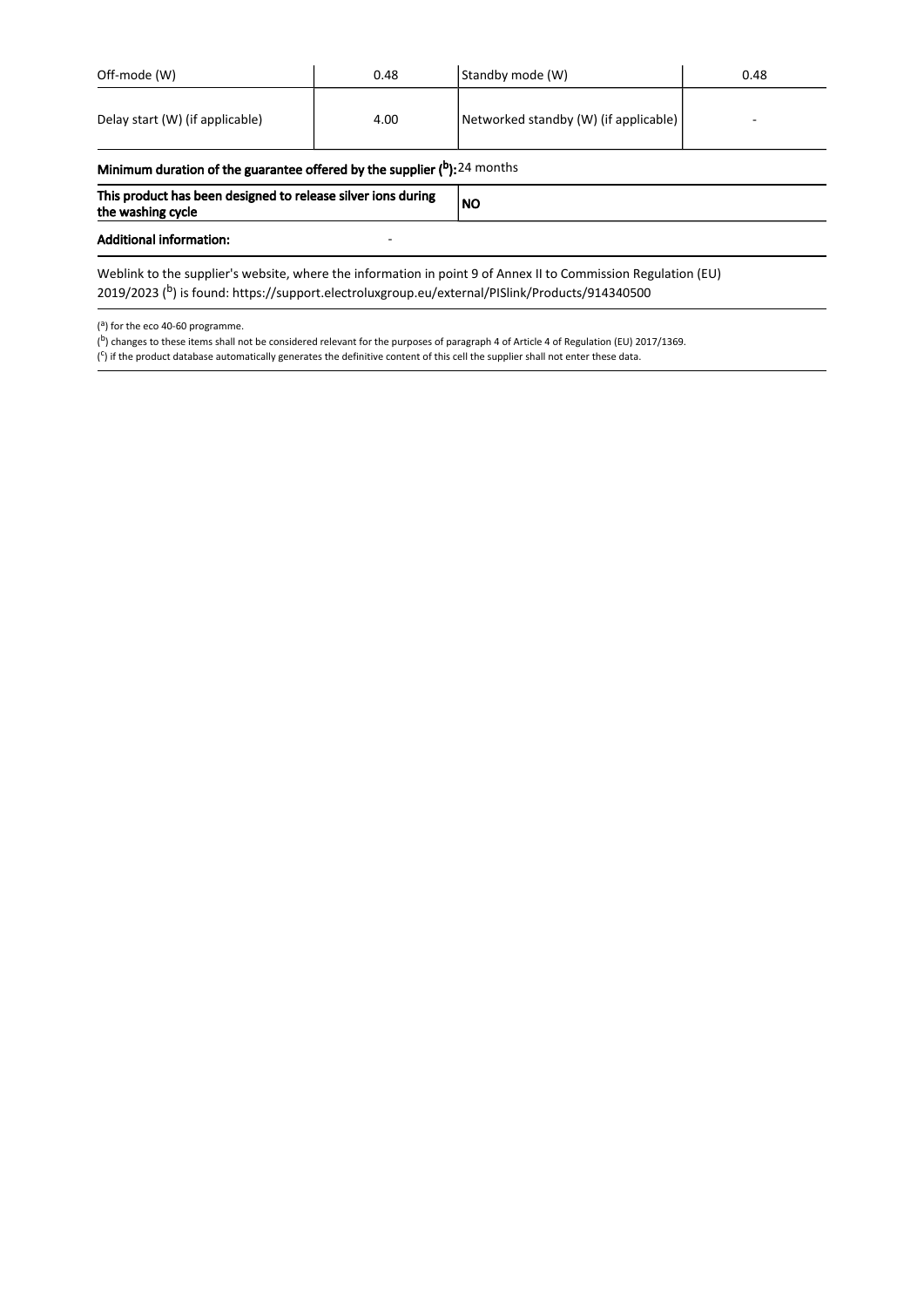| | | | |
|---|---|---|---|
| Off-mode (W) | 0.48 | Standby mode (W) | 0.48 |
| Delay start (W) (if applicable) | 4.00 | Networked standby (W) (if applicable) | - |

**Minimum duration of the guarantee offered by the supplier ([b]):** 24 months

| | |
|---|---|
| **This product has been designed to release silver ions during the washing cycle** | **NO** |
| **Additional information:** | - |

Weblink to the supplier's website, where the information in point 9 of Annex II to Commission Regulation (EU) 2019/2023 ([b]) is found: https://support.electroluxgroup.eu/external/PISlink/Products/914340500

([a]) for the eco 40-60 programme.
([b]) changes to these items shall not be considered relevant for the purposes of paragraph 4 of Article 4 of Regulation (EU) 2017/1369.
([c]) if the product database automatically generates the definitive content of this cell the supplier shall not enter these data.